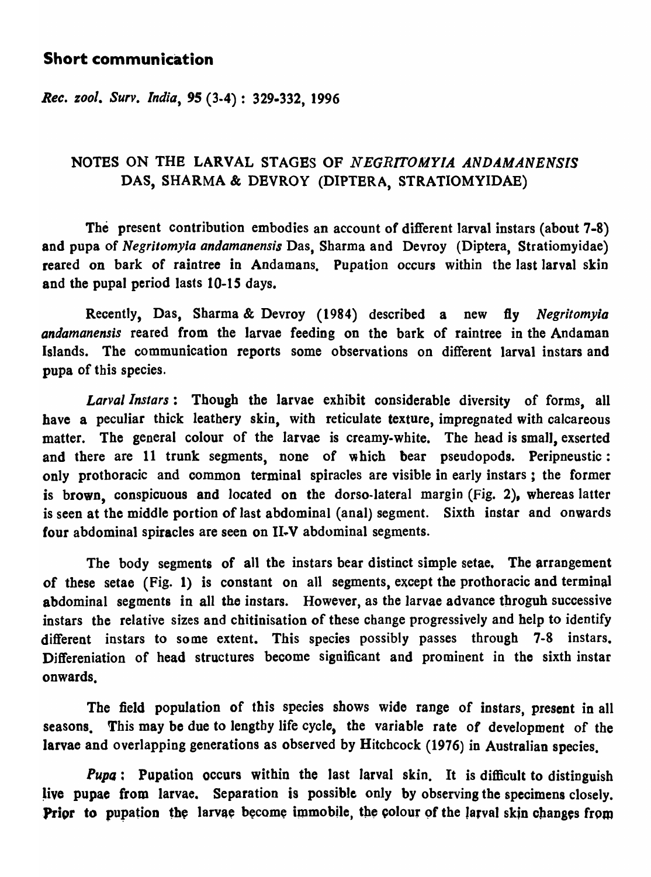## Short communication

*Rec. zool. Surv. India*, 95 (3-4) : 329-332, 1996

# NOTES ON THE LARVAL STAGES OF *NEGRITOMYIA ANDAMANENSIS* DAS, SHARMA & DEVROY (DIPTERA, STRATIOMYIDAE)

The present contribution embodies an account of different larval instars (about 7-8) and pupa of *Negritomyia andamanensis* Das, Sharma and Devroy (Diptera, Stratiomyidae) reared on bark of raintree in Andamans. Pupation occurs within the last larval skin and the pupal period lasts 10-15 days.

Recently, Das, Sharma & Devroy (1984) described a new fly *Negritomyia andamanensis* reared from the larvae feeding on the bark of raintree in the Andaman Islands. The communication reports some observations on different larval instars and pupa of this species.

*Larval Instars* : Though the larvae exhibit considerable diversity of forms, all have a peculiar thick leathery skin, with reticulate texture, impregnated with calcareous matter. The general colour of the larvae is creamy-white. The head is small, exserted and there are 11 trunk segments, none of which bear pseudopods. Peripneustic : only prothoracic and common terminal spiracles are visible in early instars ; the former is brown, conspicuous and located on the dorso-lateral margin (Fig. 2), whereas latter is seen at the middle portion of last abdominal (anal) segment. Sixth instar and onwards four abdominal spiracles are seen on II-V abdominal segments.

The body segments of all the instars bear distinct simple setae. The arrangement of these setae (Fig. 1) is constant on all segments, except the prothoracic and terminal abdominal segments in all the instars. However, as the larvae advance throguh successive instars the relative sizes and chitinisation of these change progressively and help to identify different instars to some extent. This species possibly passes through 7-8 instars. Differeniation of head structures become significant and prominent in the sixth instar onwards.

The field population of this species shows wide range of instars, present in all seasons. This may be due to lengthy life cycle, the variable rate of development of the larvae and overlapping generations as observed by Hitchcock (1976) in Australian species.

*Pupa* : Pupation occurs within the last larval skin. It is difficult to distinguish live pupae from larvae. Separation is possible only by observing the specimens closely. Prior to pupation the larvae become immobile, the colour of the larval skin changes from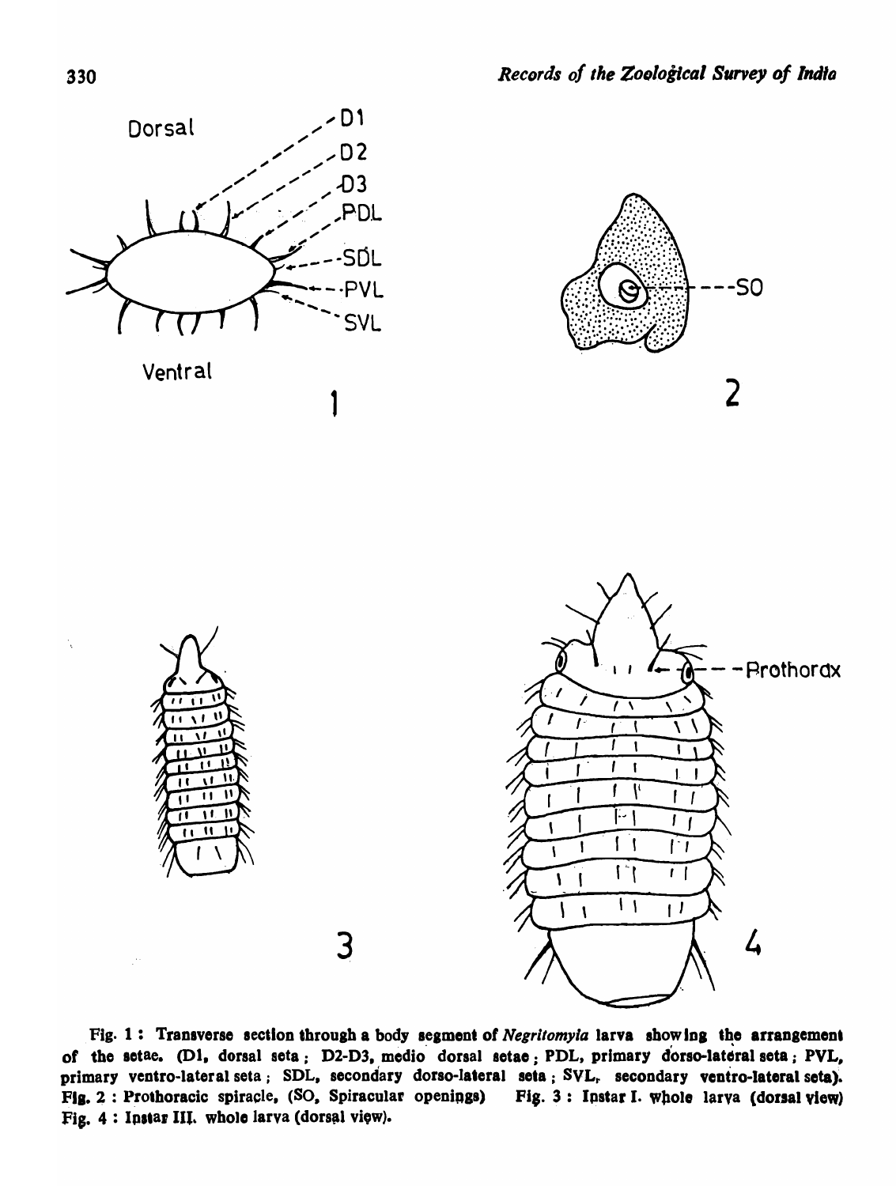Fig. 1 : Transverse section through a body segment of *Negritomyia* larva showing the arrangement of the setae. (D1, dorsal seta ; D2-D3, medio dorsal setae ; PDL, primary dorso-lateral seta ; PVL, primary ventro-lateral seta ; SDL, secondary dorso-lateral seta ; SVL, secondary ventro-lateral seta). Fig. 2 : Prothoracic spiracle, (SO, Spiracular openings) Fig. 3 : Instar I. whole larva (dorsal view) Fig. 4 : Instar III. whole larva (dorsal view).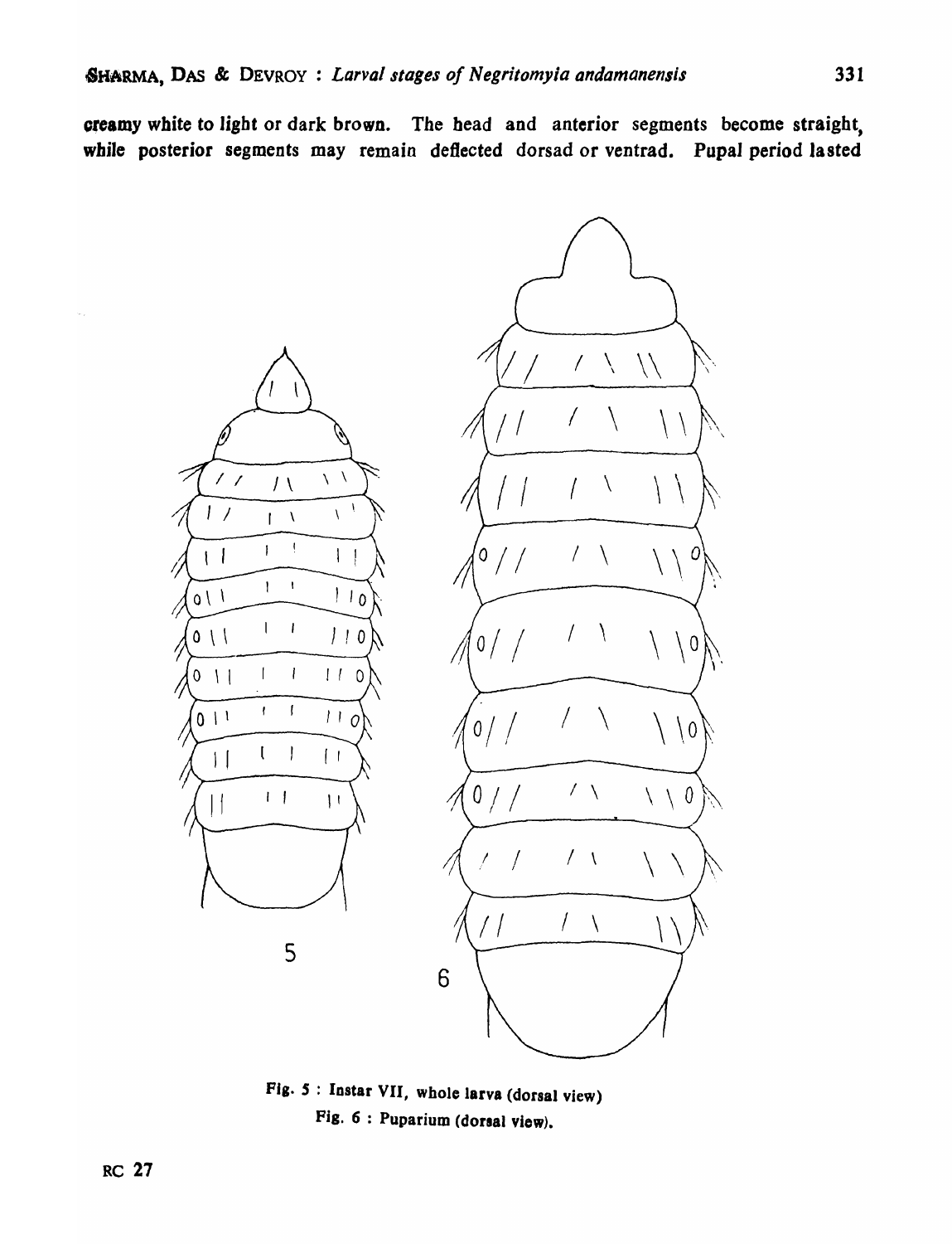creamy white to light or dark brown. The head and anterior segments become straight, while posterior segments may remain deflected dorsad or ventrad. Pupal period lasted

Fig. 5 : Instar VII, whole larva (dorsal view)

Fig. 6 : Puparium (dorsal view).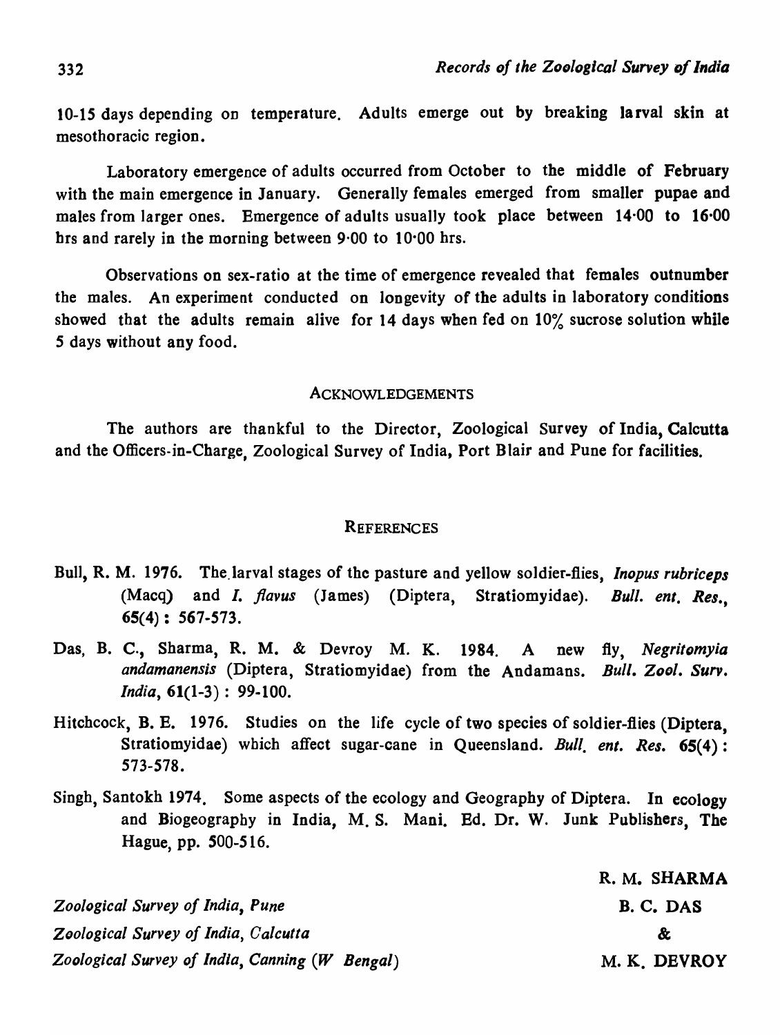10-15 days depending on temperature. Adults emerge out by breaking larval skin at mesothoracic region.

Laboratory emergence of adults occurred from October to the middle of February with the main emergence in January. Generally females emerged from smaller pupae and males from larger ones. Emergence of adults usually took place between 14·00 to 16·00 hrs and rarely in the morning between 9·00 to 10·00 hrs.

Observations on sex-ratio at the time of emergence revealed that females outnumber the males. An experiment conducted on longevity of the adults in laboratory conditions showed that the adults remain alive for 14 days when fed on 10% sucrose solution while 5 days without any food.

## ACKNOWLEDGEMENTS

The authors are thankful to the Director, Zoological Survey of India, Calcutta and the Officers-in-Charge, Zoological Survey of India, Port Blair and Pune for facilities.

## REFERENCES

Bull, R. M. 1976. The larval stages of the pasture and yellow soldier-flies, *Inopus rubriceps* (Macq) and *I. flavus* (James) (Diptera, Stratiomyidae). *Bull. ent. Res.*, **65**(4) : 567-573.

Das, B. C., Sharma, R. M. & Devroy M. K. 1984. A new fly, *Negritomyia andamanensis* (Diptera, Stratiomyidae) from the Andamans. *Bull. Zool. Surv. India*, **61**(1-3) : 99-100.

Hitchcock, B. E. 1976. Studies on the life cycle of two species of soldier-flies (Diptera, Stratiomyidae) which affect sugar-cane in Queensland. *Bull. ent. Res.* **65**(4) : 573-578.

Singh, Santokh 1974. Some aspects of the ecology and Geography of Diptera. In ecology and Biogeography in India, M. S. Mani. Ed. Dr. W. Junk Publishers, The Hague, pp. 500-516.

R. M. SHARMA
*Zoological Survey of India, Pune*

B. C. DAS
*Zoological Survey of India, Calcutta*

&

M. K. DEVROY
*Zoological Survey of India, Canning (W Bengal)*